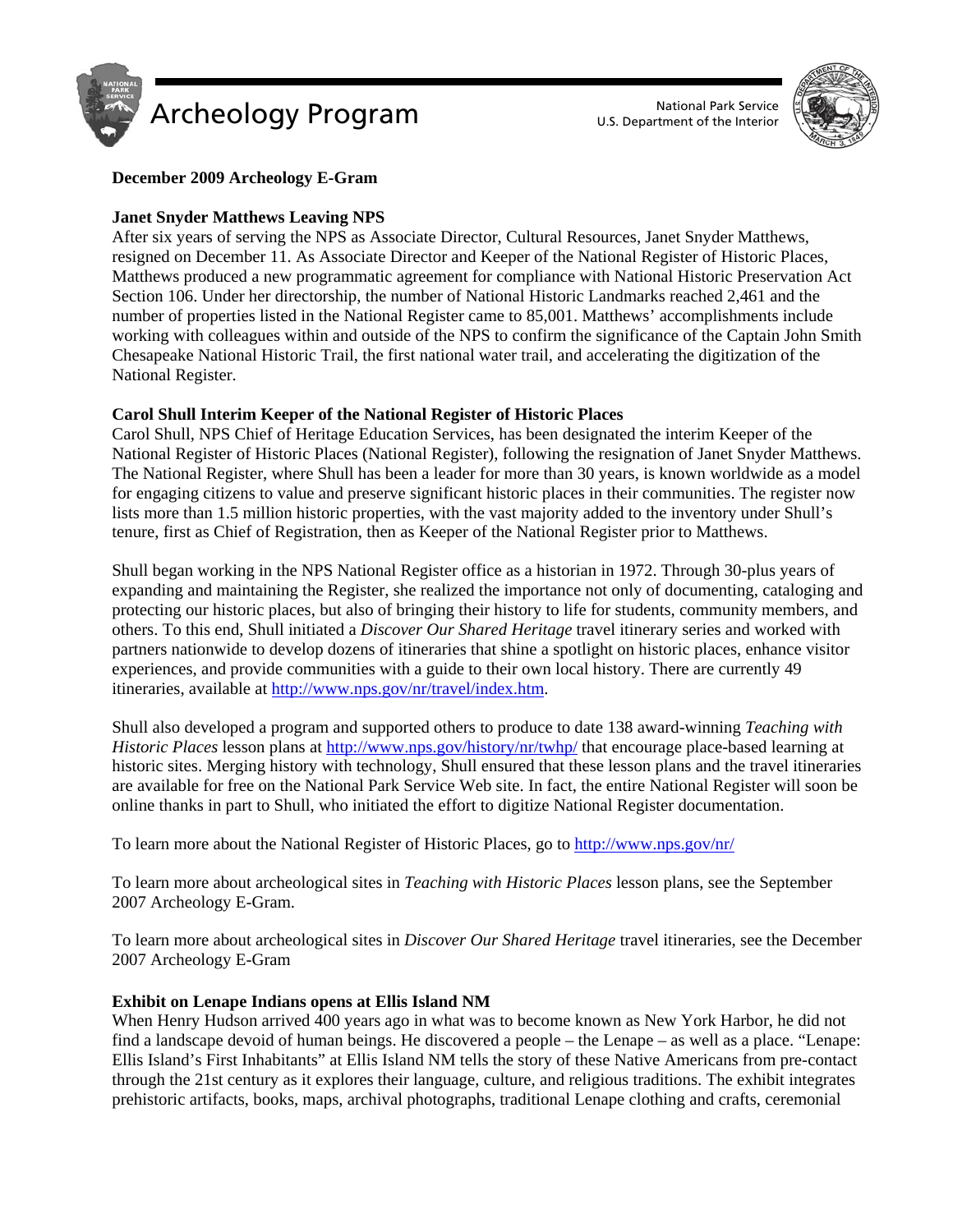Archeology Program

National Park Service
U.S. Department of the Interior

**December 2009 Archeology E-Gram**

**Janet Snyder Matthews Leaving NPS**

After six years of serving the NPS as Associate Director, Cultural Resources, Janet Snyder Matthews, resigned on December 11. As Associate Director and Keeper of the National Register of Historic Places, Matthews produced a new programmatic agreement for compliance with National Historic Preservation Act Section 106. Under her directorship, the number of National Historic Landmarks reached 2,461 and the number of properties listed in the National Register came to 85,001. Matthews' accomplishments include working with colleagues within and outside of the NPS to confirm the significance of the Captain John Smith Chesapeake National Historic Trail, the first national water trail, and accelerating the digitization of the National Register.

**Carol Shull Interim Keeper of the National Register of Historic Places**

Carol Shull, NPS Chief of Heritage Education Services, has been designated the interim Keeper of the National Register of Historic Places (National Register), following the resignation of Janet Snyder Matthews. The National Register, where Shull has been a leader for more than 30 years, is known worldwide as a model for engaging citizens to value and preserve significant historic places in their communities. The register now lists more than 1.5 million historic properties, with the vast majority added to the inventory under Shull's tenure, first as Chief of Registration, then as Keeper of the National Register prior to Matthews.

Shull began working in the NPS National Register office as a historian in 1972. Through 30-plus years of expanding and maintaining the Register, she realized the importance not only of documenting, cataloging and protecting our historic places, but also of bringing their history to life for students, community members, and others. To this end, Shull initiated a *Discover Our Shared Heritage* travel itinerary series and worked with partners nationwide to develop dozens of itineraries that shine a spotlight on historic places, enhance visitor experiences, and provide communities with a guide to their own local history. There are currently 49 itineraries, available at http://www.nps.gov/nr/travel/index.htm.

Shull also developed a program and supported others to produce to date 138 award-winning *Teaching with Historic Places* lesson plans at http://www.nps.gov/history/nr/twhp/ that encourage place-based learning at historic sites. Merging history with technology, Shull ensured that these lesson plans and the travel itineraries are available for free on the National Park Service Web site. In fact, the entire National Register will soon be online thanks in part to Shull, who initiated the effort to digitize National Register documentation.

To learn more about the National Register of Historic Places, go to http://www.nps.gov/nr/

To learn more about archeological sites in *Teaching with Historic Places* lesson plans, see the September 2007 Archeology E-Gram.

To learn more about archeological sites in *Discover Our Shared Heritage* travel itineraries, see the December 2007 Archeology E-Gram

**Exhibit on Lenape Indians opens at Ellis Island NM**

When Henry Hudson arrived 400 years ago in what was to become known as New York Harbor, he did not find a landscape devoid of human beings. He discovered a people – the Lenape – as well as a place. "Lenape: Ellis Island's First Inhabitants" at Ellis Island NM tells the story of these Native Americans from pre-contact through the 21st century as it explores their language, culture, and religious traditions. The exhibit integrates prehistoric artifacts, books, maps, archival photographs, traditional Lenape clothing and crafts, ceremonial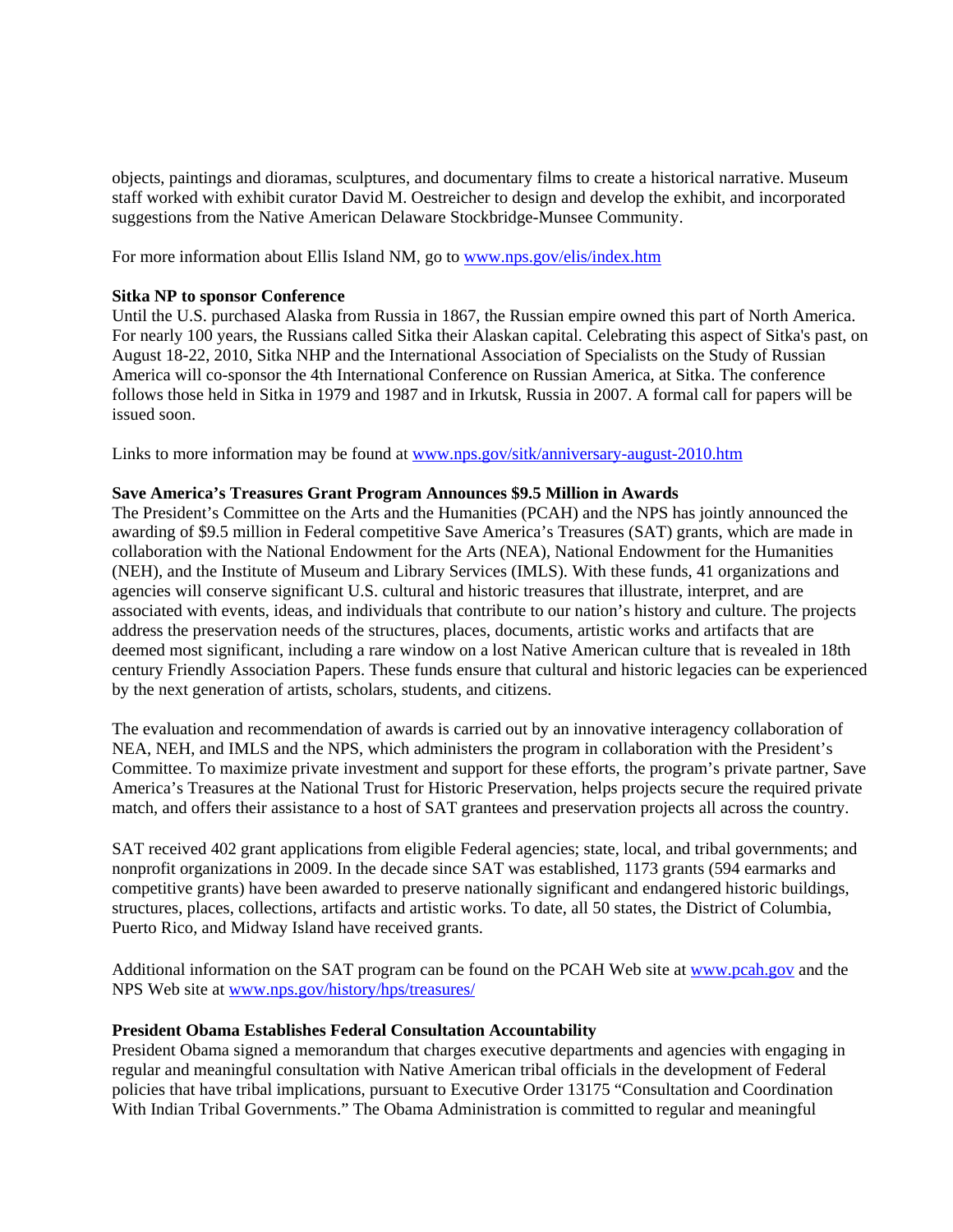objects, paintings and dioramas, sculptures, and documentary films to create a historical narrative. Museum staff worked with exhibit curator David M. Oestreicher to design and develop the exhibit, and incorporated suggestions from the Native American Delaware Stockbridge-Munsee Community.

For more information about Ellis Island NM, go to [www.nps.gov/elis/index.htm](www.nps.gov/elis/index.htm)

**Sitka NP to sponsor Conference**

Until the U.S. purchased Alaska from Russia in 1867, the Russian empire owned this part of North America. For nearly 100 years, the Russians called Sitka their Alaskan capital. Celebrating this aspect of Sitka's past, on August 18-22, 2010, Sitka NHP and the International Association of Specialists on the Study of Russian America will co-sponsor the 4th International Conference on Russian America, at Sitka. The conference follows those held in Sitka in 1979 and 1987 and in Irkutsk, Russia in 2007. A formal call for papers will be issued soon.

Links to more information may be found at [www.nps.gov/sitk/anniversary-august-2010.htm](www.nps.gov/sitk/anniversary-august-2010.htm)

**Save America's Treasures Grant Program Announces $9.5 Million in Awards**

The President's Committee on the Arts and the Humanities (PCAH) and the NPS has jointly announced the awarding of $9.5 million in Federal competitive Save America's Treasures (SAT) grants, which are made in collaboration with the National Endowment for the Arts (NEA), National Endowment for the Humanities (NEH), and the Institute of Museum and Library Services (IMLS). With these funds, 41 organizations and agencies will conserve significant U.S. cultural and historic treasures that illustrate, interpret, and are associated with events, ideas, and individuals that contribute to our nation's history and culture. The projects address the preservation needs of the structures, places, documents, artistic works and artifacts that are deemed most significant, including a rare window on a lost Native American culture that is revealed in 18th century Friendly Association Papers. These funds ensure that cultural and historic legacies can be experienced by the next generation of artists, scholars, students, and citizens.

The evaluation and recommendation of awards is carried out by an innovative interagency collaboration of NEA, NEH, and IMLS and the NPS, which administers the program in collaboration with the President's Committee. To maximize private investment and support for these efforts, the program's private partner, Save America's Treasures at the National Trust for Historic Preservation, helps projects secure the required private match, and offers their assistance to a host of SAT grantees and preservation projects all across the country.

SAT received 402 grant applications from eligible Federal agencies; state, local, and tribal governments; and nonprofit organizations in 2009. In the decade since SAT was established, 1173 grants (594 earmarks and competitive grants) have been awarded to preserve nationally significant and endangered historic buildings, structures, places, collections, artifacts and artistic works. To date, all 50 states, the District of Columbia, Puerto Rico, and Midway Island have received grants.

Additional information on the SAT program can be found on the PCAH Web site at [www.pcah.gov](www.pcah.gov) and the NPS Web site at [www.nps.gov/history/hps/treasures/](www.nps.gov/history/hps/treasures/)

**President Obama Establishes Federal Consultation Accountability**

President Obama signed a memorandum that charges executive departments and agencies with engaging in regular and meaningful consultation with Native American tribal officials in the development of Federal policies that have tribal implications, pursuant to Executive Order 13175 "Consultation and Coordination With Indian Tribal Governments." The Obama Administration is committed to regular and meaningful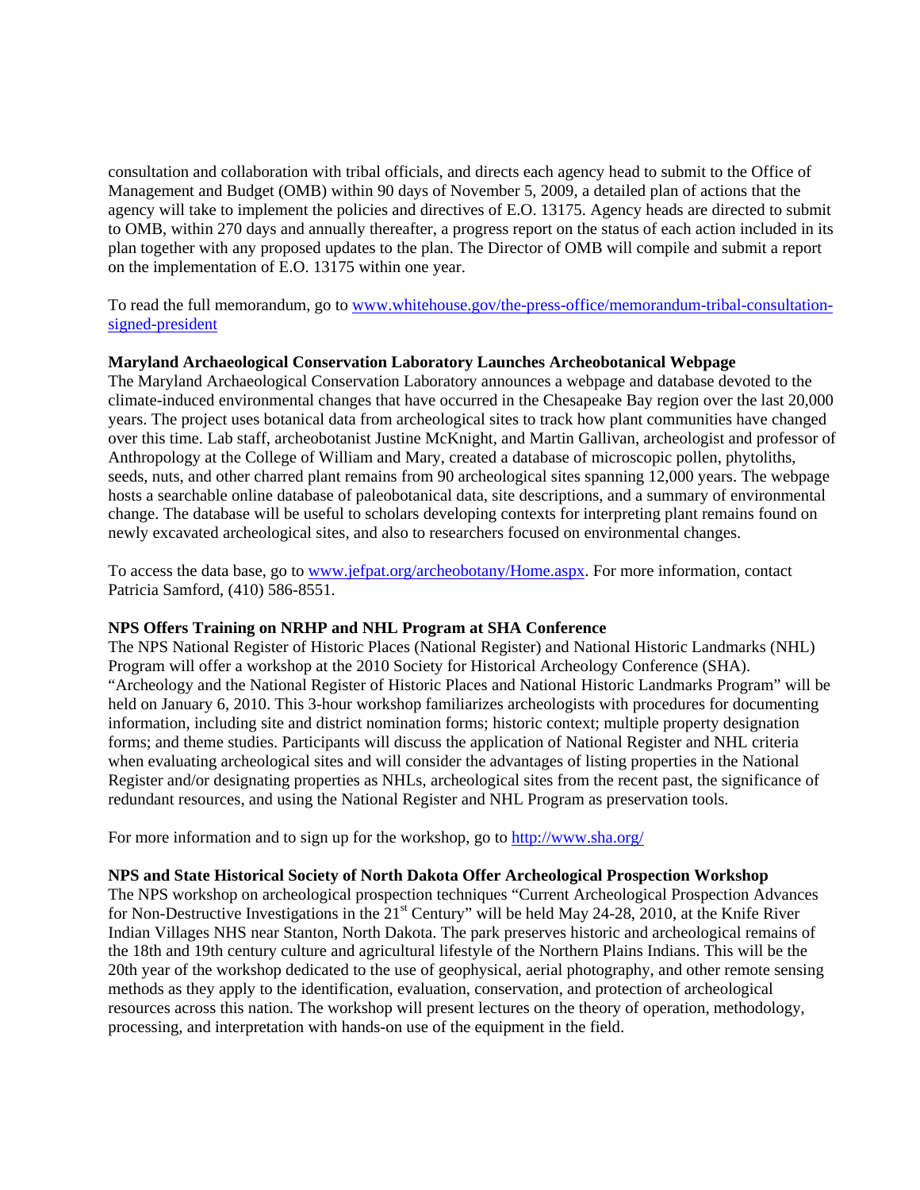consultation and collaboration with tribal officials, and directs each agency head to submit to the Office of Management and Budget (OMB) within 90 days of November 5, 2009, a detailed plan of actions that the agency will take to implement the policies and directives of E.O. 13175. Agency heads are directed to submit to OMB, within 270 days and annually thereafter, a progress report on the status of each action included in its plan together with any proposed updates to the plan. The Director of OMB will compile and submit a report on the implementation of E.O. 13175 within one year.

To read the full memorandum, go to [www.whitehouse.gov/the-press-office/memorandum-tribal-consultation-signed-president](www.whitehouse.gov/the-press-office/memorandum-tribal-consultation-signed-president)

**Maryland Archaeological Conservation Laboratory Launches Archeobotanical Webpage**

The Maryland Archaeological Conservation Laboratory announces a webpage and database devoted to the climate-induced environmental changes that have occurred in the Chesapeake Bay region over the last 20,000 years. The project uses botanical data from archeological sites to track how plant communities have changed over this time. Lab staff, archeobotanist Justine McKnight, and Martin Gallivan, archeologist and professor of Anthropology at the College of William and Mary, created a database of microscopic pollen, phytoliths, seeds, nuts, and other charred plant remains from 90 archeological sites spanning 12,000 years. The webpage hosts a searchable online database of paleobotanical data, site descriptions, and a summary of environmental change. The database will be useful to scholars developing contexts for interpreting plant remains found on newly excavated archeological sites, and also to researchers focused on environmental changes.

To access the data base, go to [www.jefpat.org/archeobotany/Home.aspx](www.jefpat.org/archeobotany/Home.aspx). For more information, contact Patricia Samford, (410) 586-8551.

**NPS Offers Training on NRHP and NHL Program at SHA Conference**

The NPS National Register of Historic Places (National Register) and National Historic Landmarks (NHL) Program will offer a workshop at the 2010 Society for Historical Archeology Conference (SHA). "Archeology and the National Register of Historic Places and National Historic Landmarks Program" will be held on January 6, 2010. This 3-hour workshop familiarizes archeologists with procedures for documenting information, including site and district nomination forms; historic context; multiple property designation forms; and theme studies. Participants will discuss the application of National Register and NHL criteria when evaluating archeological sites and will consider the advantages of listing properties in the National Register and/or designating properties as NHLs, archeological sites from the recent past, the significance of redundant resources, and using the National Register and NHL Program as preservation tools.

For more information and to sign up for the workshop, go to [http://www.sha.org/](http://www.sha.org/)

**NPS and State Historical Society of North Dakota Offer Archeological Prospection Workshop**

The NPS workshop on archeological prospection techniques "Current Archeological Prospection Advances for Non-Destructive Investigations in the 21st Century" will be held May 24-28, 2010, at the Knife River Indian Villages NHS near Stanton, North Dakota. The park preserves historic and archeological remains of the 18th and 19th century culture and agricultural lifestyle of the Northern Plains Indians. This will be the 20th year of the workshop dedicated to the use of geophysical, aerial photography, and other remote sensing methods as they apply to the identification, evaluation, conservation, and protection of archeological resources across this nation. The workshop will present lectures on the theory of operation, methodology, processing, and interpretation with hands-on use of the equipment in the field.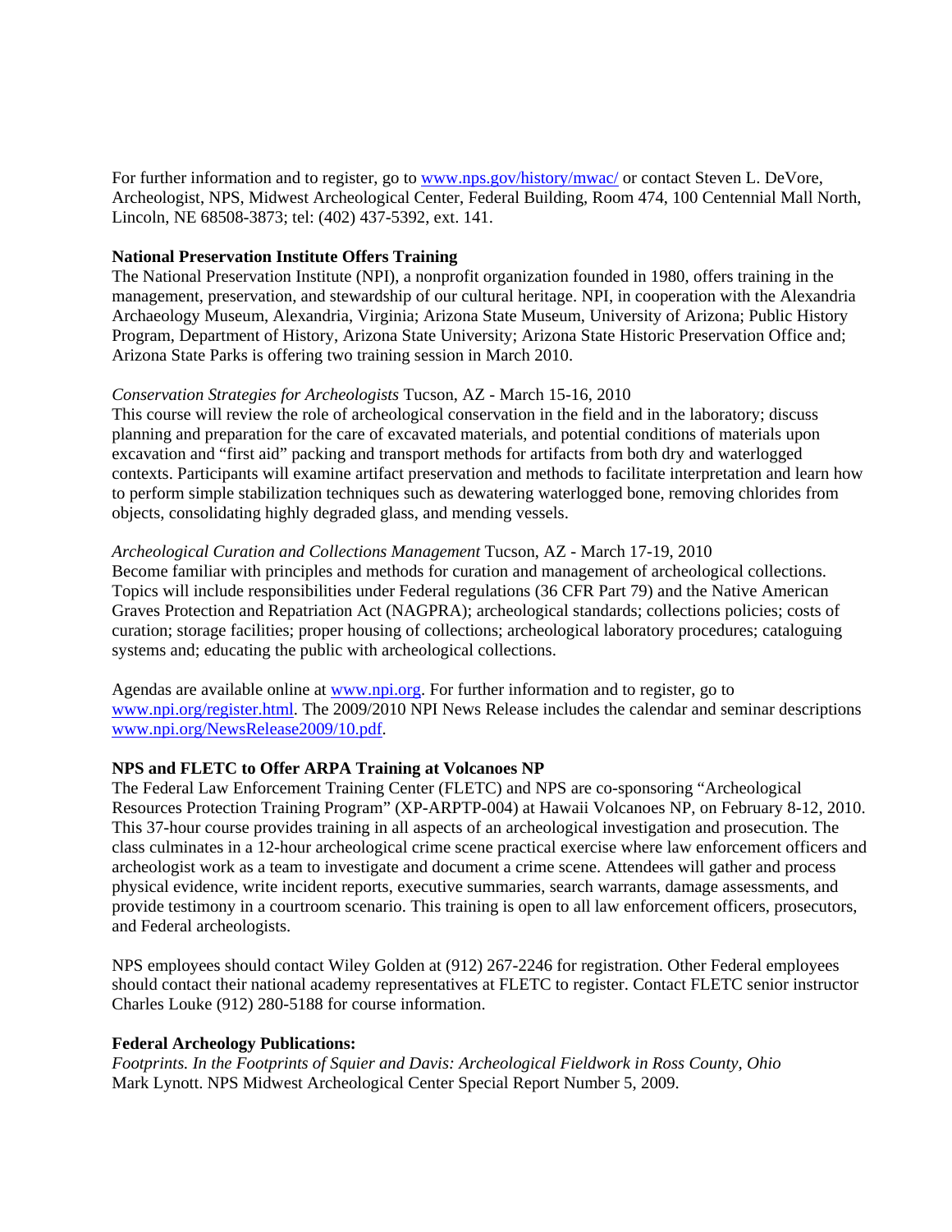For further information and to register, go to [www.nps.gov/history/mwac/](www.nps.gov/history/mwac/) or contact Steven L. DeVore, Archeologist, NPS, Midwest Archeological Center, Federal Building, Room 474, 100 Centennial Mall North, Lincoln, NE 68508-3873; tel: (402) 437-5392, ext. 141.

**National Preservation Institute Offers Training**
The National Preservation Institute (NPI), a nonprofit organization founded in 1980, offers training in the management, preservation, and stewardship of our cultural heritage. NPI, in cooperation with the Alexandria Archaeology Museum, Alexandria, Virginia; Arizona State Museum, University of Arizona; Public History Program, Department of History, Arizona State University; Arizona State Historic Preservation Office and; Arizona State Parks is offering two training session in March 2010.

*Conservation Strategies for Archeologists* Tucson, AZ - March 15-16, 2010
This course will review the role of archeological conservation in the field and in the laboratory; discuss planning and preparation for the care of excavated materials, and potential conditions of materials upon excavation and "first aid" packing and transport methods for artifacts from both dry and waterlogged contexts. Participants will examine artifact preservation and methods to facilitate interpretation and learn how to perform simple stabilization techniques such as dewatering waterlogged bone, removing chlorides from objects, consolidating highly degraded glass, and mending vessels.

*Archeological Curation and Collections Management* Tucson, AZ - March 17-19, 2010
Become familiar with principles and methods for curation and management of archeological collections. Topics will include responsibilities under Federal regulations (36 CFR Part 79) and the Native American Graves Protection and Repatriation Act (NAGPRA); archeological standards; collections policies; costs of curation; storage facilities; proper housing of collections; archeological laboratory procedures; cataloguing systems and; educating the public with archeological collections.

Agendas are available online at [www.npi.org](www.npi.org). For further information and to register, go to [www.npi.org/register.html](www.npi.org/register.html). The 2009/2010 NPI News Release includes the calendar and seminar descriptions [www.npi.org/NewsRelease2009/10.pdf](www.npi.org/NewsRelease2009/10.pdf).

**NPS and FLETC to Offer ARPA Training at Volcanoes NP**
The Federal Law Enforcement Training Center (FLETC) and NPS are co-sponsoring "Archeological Resources Protection Training Program" (XP-ARPTP-004) at Hawaii Volcanoes NP, on February 8-12, 2010. This 37-hour course provides training in all aspects of an archeological investigation and prosecution. The class culminates in a 12-hour archeological crime scene practical exercise where law enforcement officers and archeologist work as a team to investigate and document a crime scene. Attendees will gather and process physical evidence, write incident reports, executive summaries, search warrants, damage assessments, and provide testimony in a courtroom scenario. This training is open to all law enforcement officers, prosecutors, and Federal archeologists.

NPS employees should contact Wiley Golden at (912) 267-2246 for registration. Other Federal employees should contact their national academy representatives at FLETC to register. Contact FLETC senior instructor Charles Louke (912) 280-5188 for course information.

**Federal Archeology Publications:**
*Footprints. In the Footprints of Squier and Davis: Archeological Fieldwork in Ross County, Ohio*
Mark Lynott. NPS Midwest Archeological Center Special Report Number 5, 2009.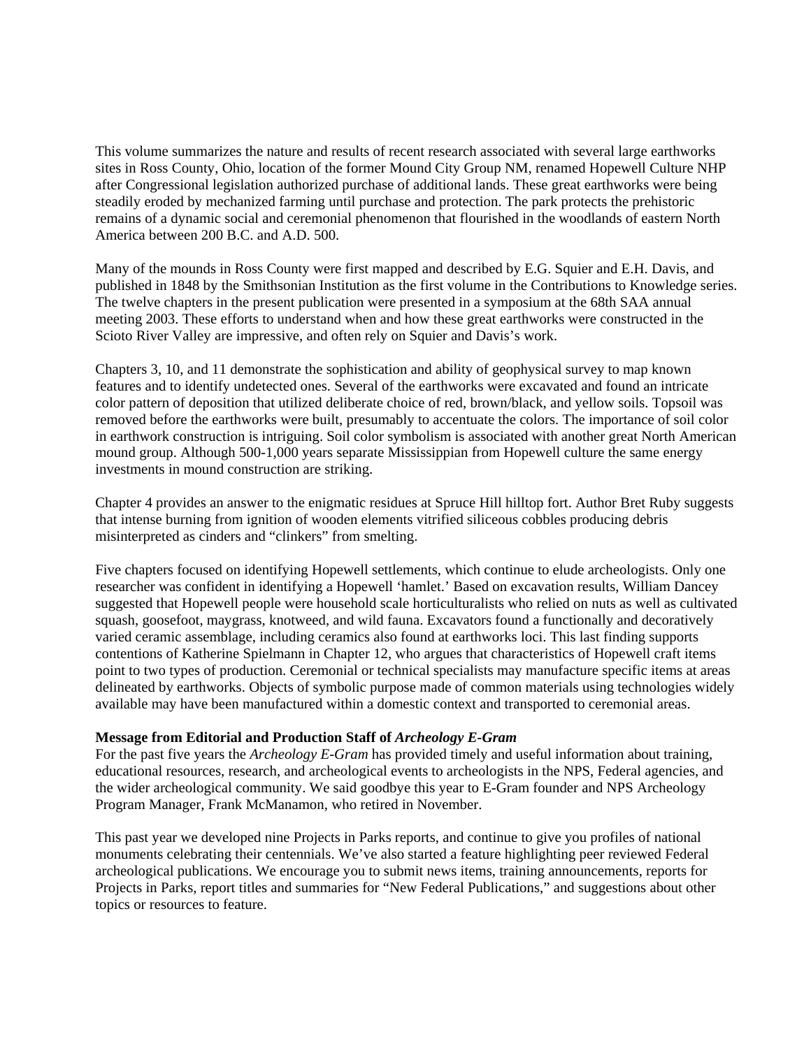This volume summarizes the nature and results of recent research associated with several large earthworks sites in Ross County, Ohio, location of the former Mound City Group NM, renamed Hopewell Culture NHP after Congressional legislation authorized purchase of additional lands. These great earthworks were being steadily eroded by mechanized farming until purchase and protection. The park protects the prehistoric remains of a dynamic social and ceremonial phenomenon that flourished in the woodlands of eastern North America between 200 B.C. and A.D. 500.

Many of the mounds in Ross County were first mapped and described by E.G. Squier and E.H. Davis, and published in 1848 by the Smithsonian Institution as the first volume in the Contributions to Knowledge series. The twelve chapters in the present publication were presented in a symposium at the 68th SAA annual meeting 2003. These efforts to understand when and how these great earthworks were constructed in the Scioto River Valley are impressive, and often rely on Squier and Davis's work.

Chapters 3, 10, and 11 demonstrate the sophistication and ability of geophysical survey to map known features and to identify undetected ones. Several of the earthworks were excavated and found an intricate color pattern of deposition that utilized deliberate choice of red, brown/black, and yellow soils. Topsoil was removed before the earthworks were built, presumably to accentuate the colors. The importance of soil color in earthwork construction is intriguing. Soil color symbolism is associated with another great North American mound group. Although 500-1,000 years separate Mississippian from Hopewell culture the same energy investments in mound construction are striking.

Chapter 4 provides an answer to the enigmatic residues at Spruce Hill hilltop fort. Author Bret Ruby suggests that intense burning from ignition of wooden elements vitrified siliceous cobbles producing debris misinterpreted as cinders and "clinkers" from smelting.

Five chapters focused on identifying Hopewell settlements, which continue to elude archeologists. Only one researcher was confident in identifying a Hopewell 'hamlet.' Based on excavation results, William Dancey suggested that Hopewell people were household scale horticulturalists who relied on nuts as well as cultivated squash, goosefoot, maygrass, knotweed, and wild fauna. Excavators found a functionally and decoratively varied ceramic assemblage, including ceramics also found at earthworks loci. This last finding supports contentions of Katherine Spielmann in Chapter 12, who argues that characteristics of Hopewell craft items point to two types of production. Ceremonial or technical specialists may manufacture specific items at areas delineated by earthworks. Objects of symbolic purpose made of common materials using technologies widely available may have been manufactured within a domestic context and transported to ceremonial areas.

**Message from Editorial and Production Staff of *Archeology E-Gram***

For the past five years the *Archeology E-Gram* has provided timely and useful information about training, educational resources, research, and archeological events to archeologists in the NPS, Federal agencies, and the wider archeological community. We said goodbye this year to E-Gram founder and NPS Archeology Program Manager, Frank McManamon, who retired in November.

This past year we developed nine Projects in Parks reports, and continue to give you profiles of national monuments celebrating their centennials. We've also started a feature highlighting peer reviewed Federal archeological publications. We encourage you to submit news items, training announcements, reports for Projects in Parks, report titles and summaries for "New Federal Publications," and suggestions about other topics or resources to feature.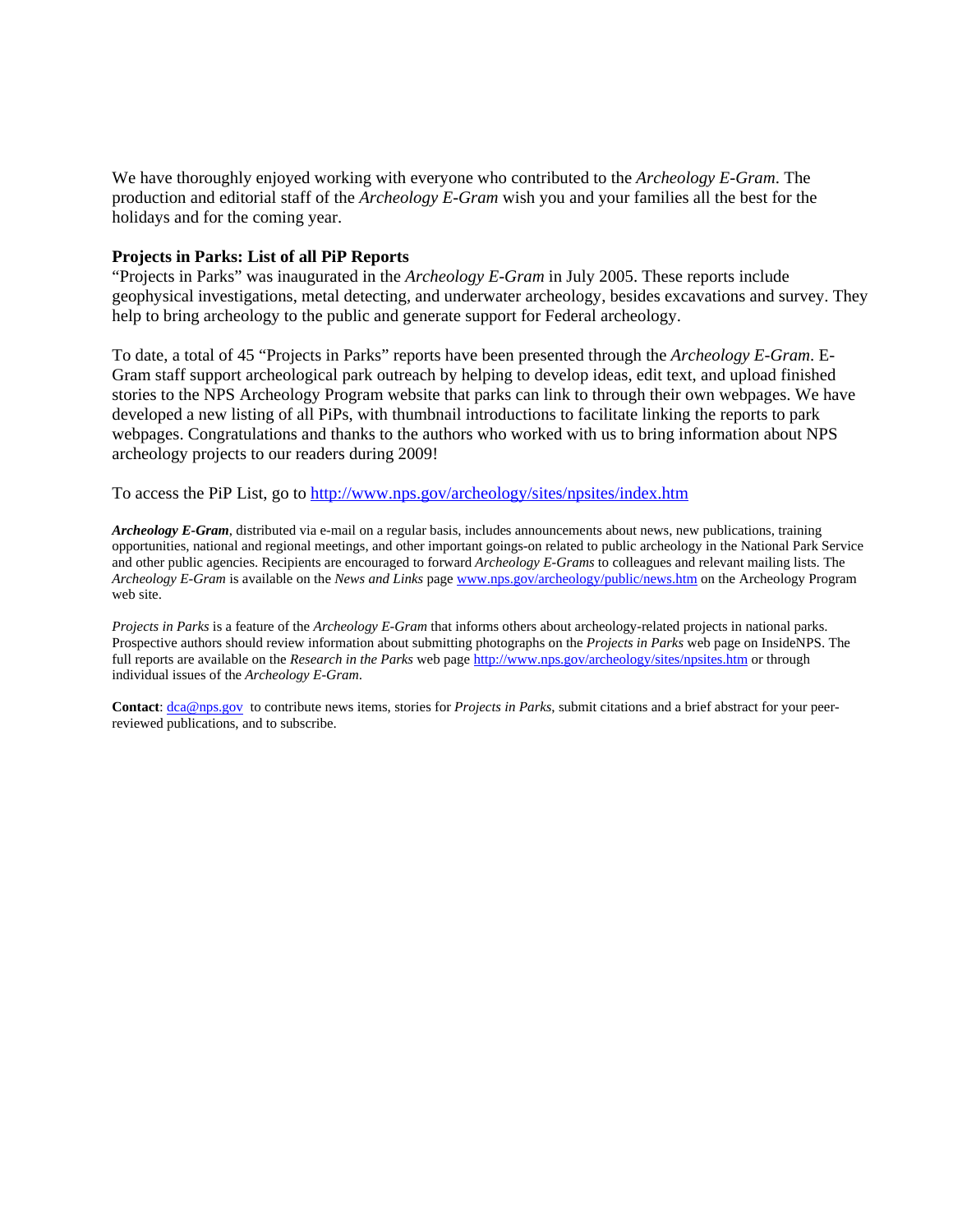We have thoroughly enjoyed working with everyone who contributed to the *Archeology E-Gram*. The production and editorial staff of the *Archeology E-Gram* wish you and your families all the best for the holidays and for the coming year.

**Projects in Parks: List of all PiP Reports**

"Projects in Parks" was inaugurated in the *Archeology E-Gram* in July 2005. These reports include geophysical investigations, metal detecting, and underwater archeology, besides excavations and survey. They help to bring archeology to the public and generate support for Federal archeology.

To date, a total of 45 "Projects in Parks" reports have been presented through the *Archeology E-Gram*. E-Gram staff support archeological park outreach by helping to develop ideas, edit text, and upload finished stories to the NPS Archeology Program website that parks can link to through their own webpages. We have developed a new listing of all PiPs, with thumbnail introductions to facilitate linking the reports to park webpages. Congratulations and thanks to the authors who worked with us to bring information about NPS archeology projects to our readers during 2009!

To access the PiP List, go to http://www.nps.gov/archeology/sites/npsites/index.htm

***Archeology E-Gram***, distributed via e-mail on a regular basis, includes announcements about news, new publications, training opportunities, national and regional meetings, and other important goings-on related to public archeology in the National Park Service and other public agencies. Recipients are encouraged to forward *Archeology E-Grams* to colleagues and relevant mailing lists. The *Archeology E-Gram* is available on the *News and Links* page www.nps.gov/archeology/public/news.htm on the Archeology Program web site.

*Projects in Parks* is a feature of the *Archeology E-Gram* that informs others about archeology-related projects in national parks. Prospective authors should review information about submitting photographs on the *Projects in Parks* web page on InsideNPS. The full reports are available on the *Research in the Parks* web page http://www.nps.gov/archeology/sites/npsites.htm or through individual issues of the *Archeology E-Gram*.

**Contact**: dca@nps.gov to contribute news items, stories for *Projects in Parks*, submit citations and a brief abstract for your peer-reviewed publications, and to subscribe.